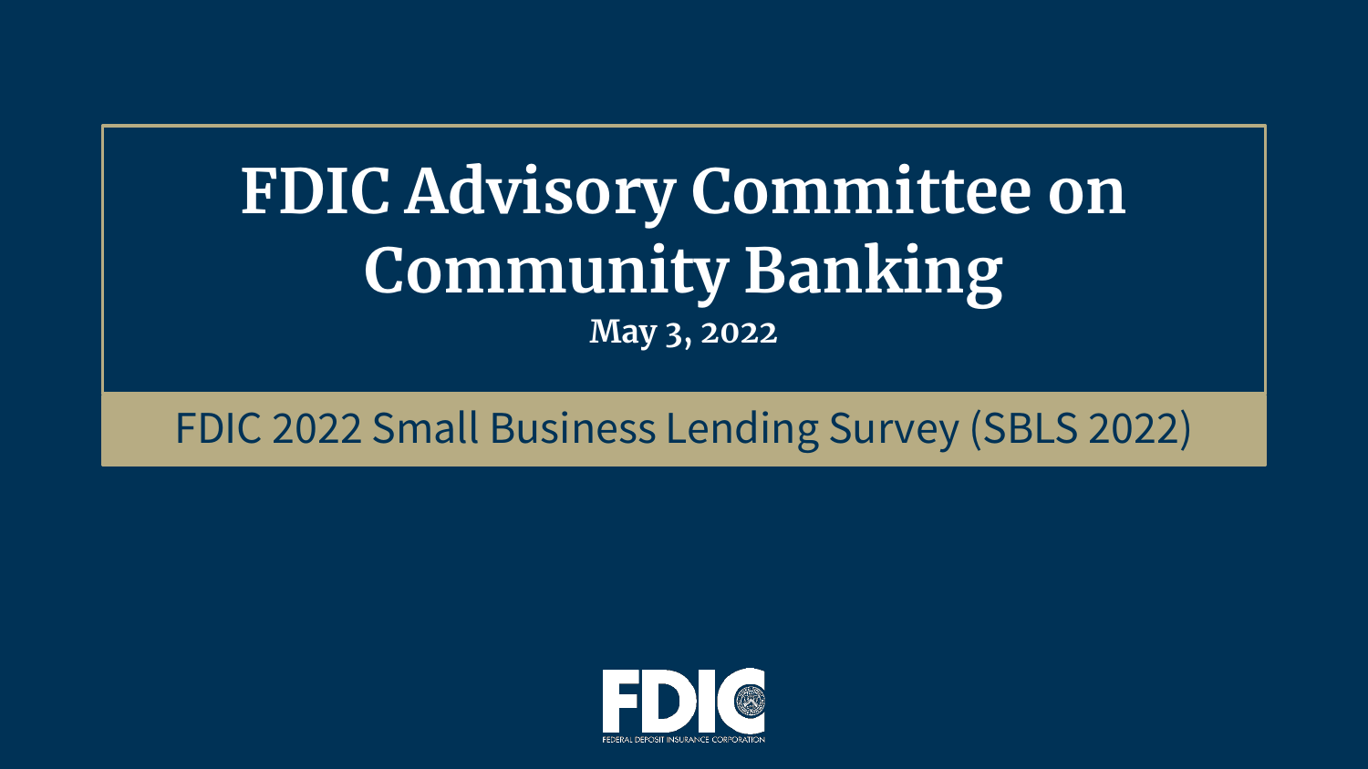# FDIC Advisory Committee on Community Banking

**May 3, 2022**

FDIC 2022 Small Business Lending Survey (SBLS 2022)

FDIC

FEDERAL DEPOSIT INSURANCE CORPORATION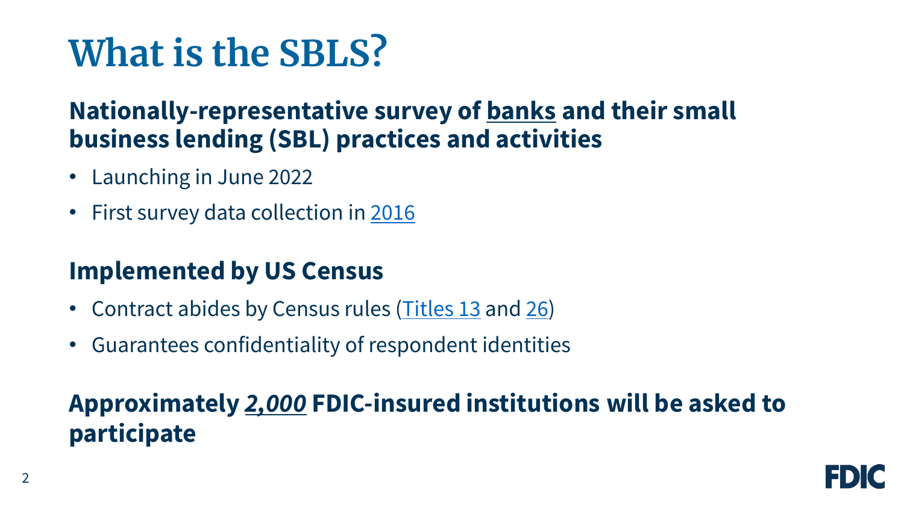# What is the SBLS?

**Nationally-representative survey of banks and their small business lending (SBL) practices and activities**

- Launching in June 2022
- First survey data collection in 2016

**Implemented by US Census**

- Contract abides by Census rules (Titles 13 and 26)
- Guarantees confidentiality of respondent identities

**Approximately *2,000* FDIC-insured institutions will be asked to participate**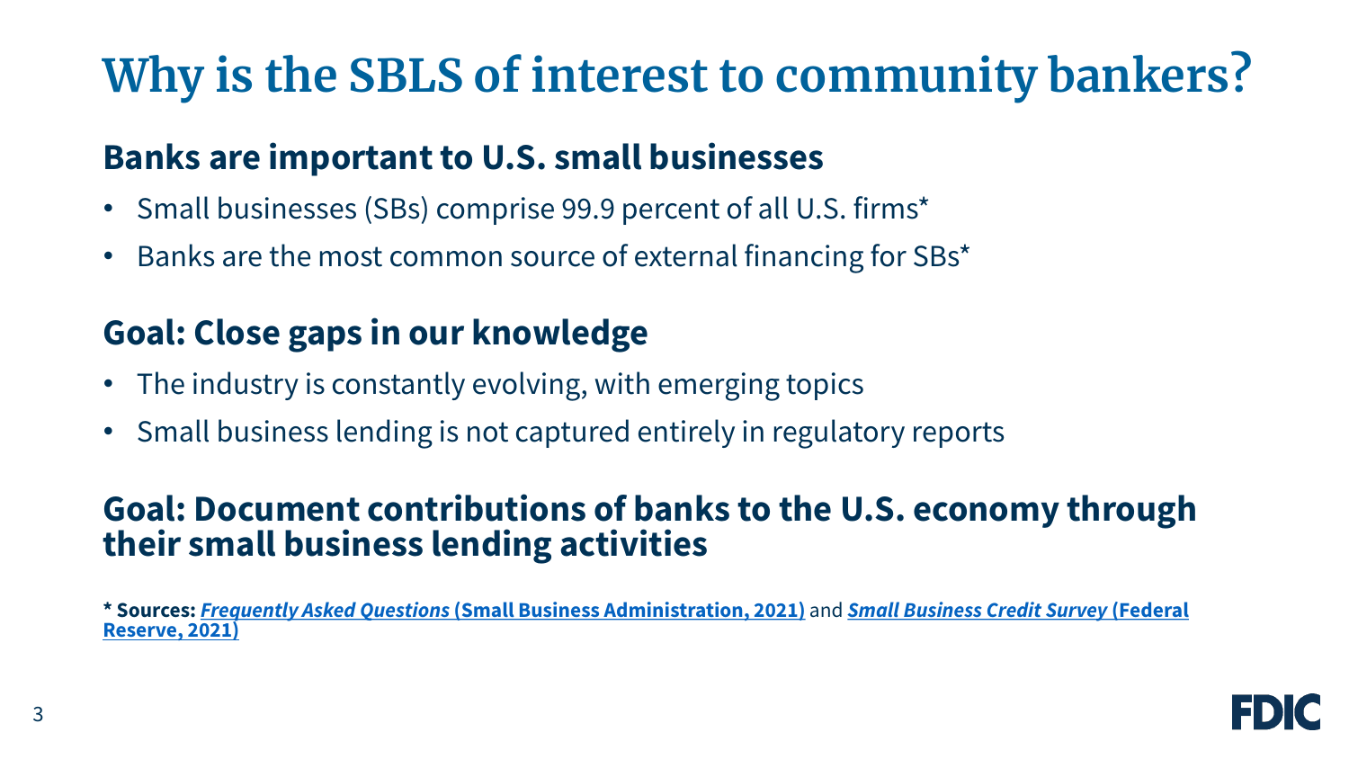# Why is the SBLS of interest to community bankers?

## Banks are important to U.S. small businesses

- Small businesses (SBs) comprise 99.9 percent of all U.S. firms*
- Banks are the most common source of external financing for SBs*

## Goal: Close gaps in our knowledge

- The industry is constantly evolving, with emerging topics
- Small business lending is not captured entirely in regulatory reports

## Goal: Document contributions of banks to the U.S. economy through their small business lending activities

**\* Sources: *Frequently Asked Questions* (Small Business Administration, 2021)** and ***Small Business Credit Survey* (Federal Reserve, 2021)**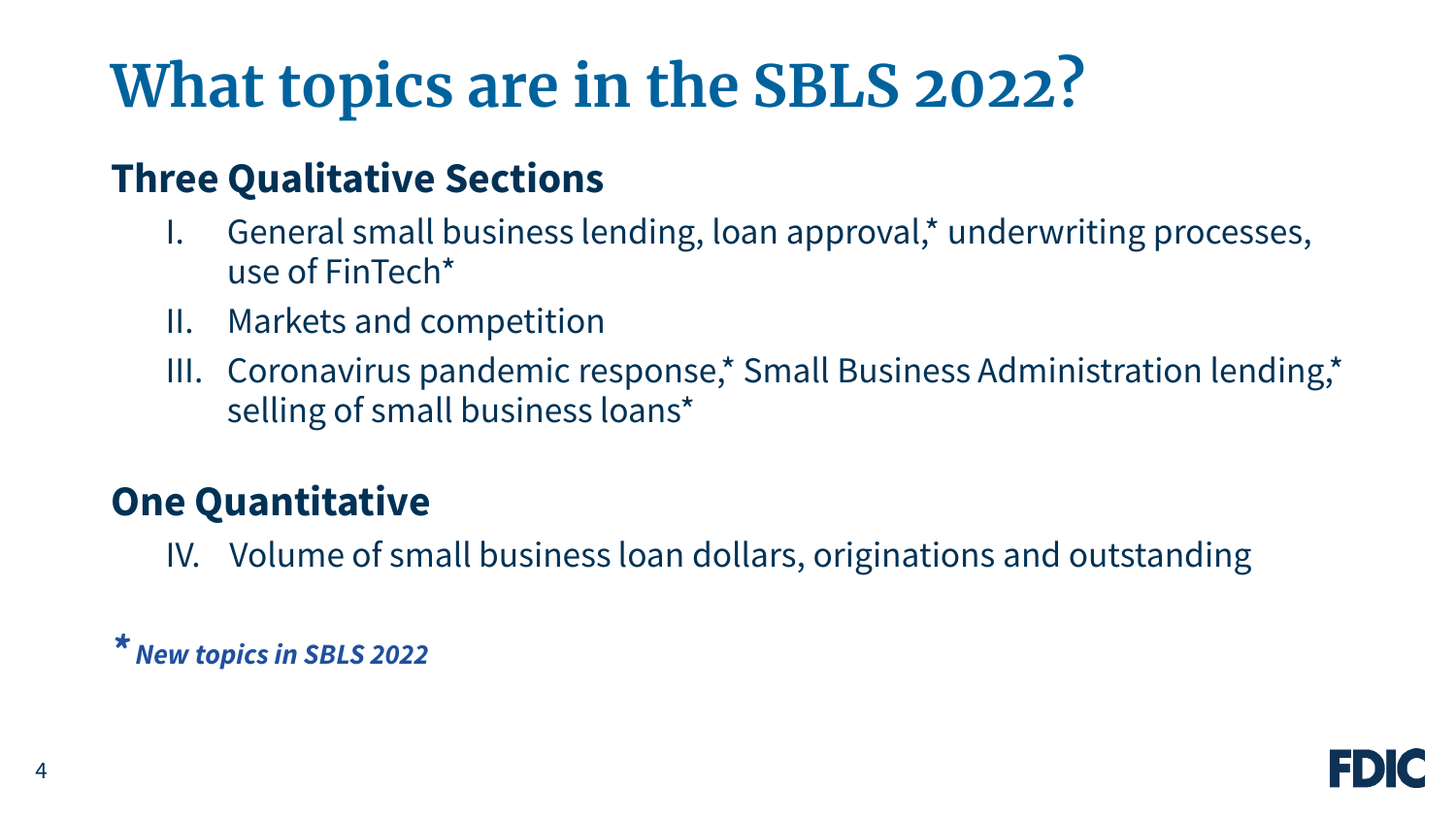# What topics are in the SBLS 2022?

## Three Qualitative Sections

I. General small business lending, loan approval,* underwriting processes, use of FinTech*

II. Markets and competition

III. Coronavirus pandemic response,* Small Business Administration lending,* selling of small business loans*

## One Quantitative

IV. Volume of small business loan dollars, originations and outstanding

*\* New topics in SBLS 2022*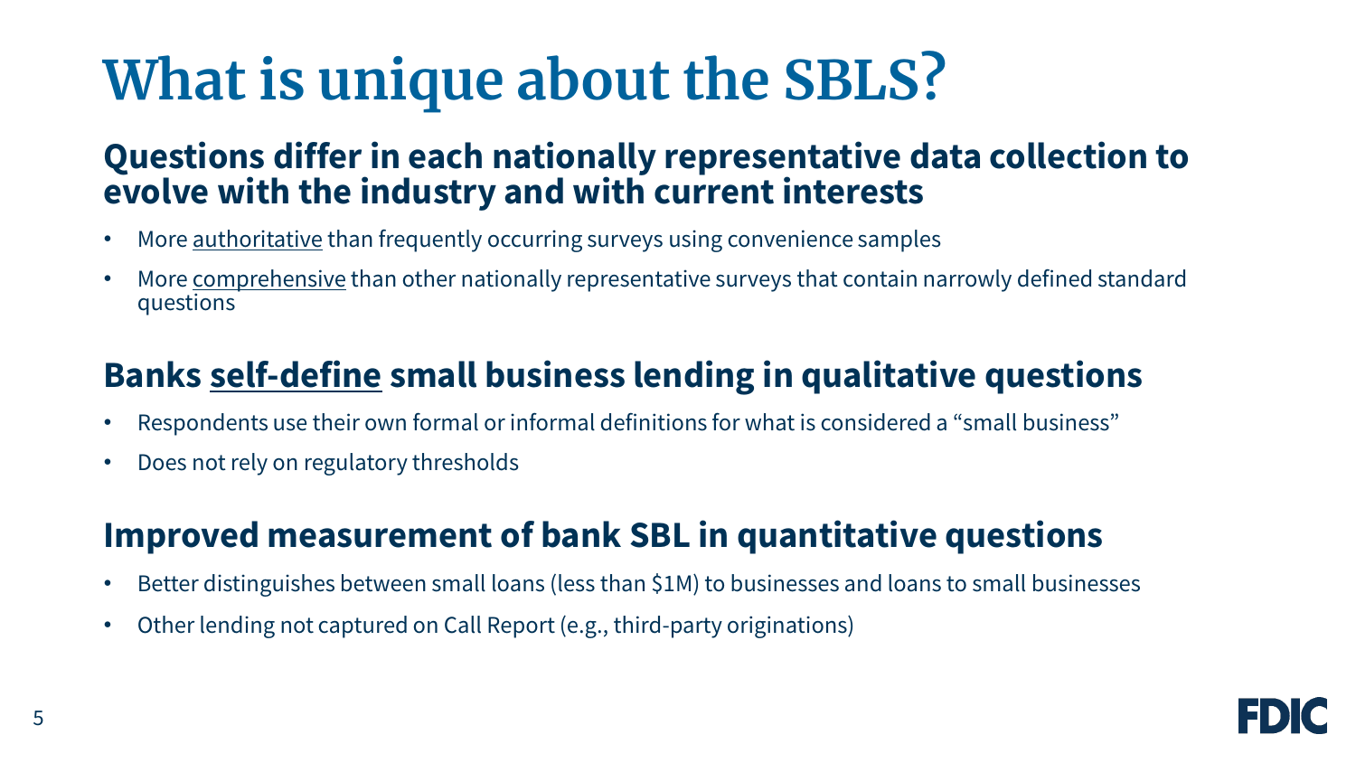# What is unique about the SBLS?

## Questions differ in each nationally representative data collection to evolve with the industry and with current interests

- More authoritative than frequently occurring surveys using convenience samples
- More comprehensive than other nationally representative surveys that contain narrowly defined standard questions

## Banks self-define small business lending in qualitative questions

- Respondents use their own formal or informal definitions for what is considered a "small business"
- Does not rely on regulatory thresholds

## Improved measurement of bank SBL in quantitative questions

- Better distinguishes between small loans (less than $1M) to businesses and loans to small businesses
- Other lending not captured on Call Report (e.g., third-party originations)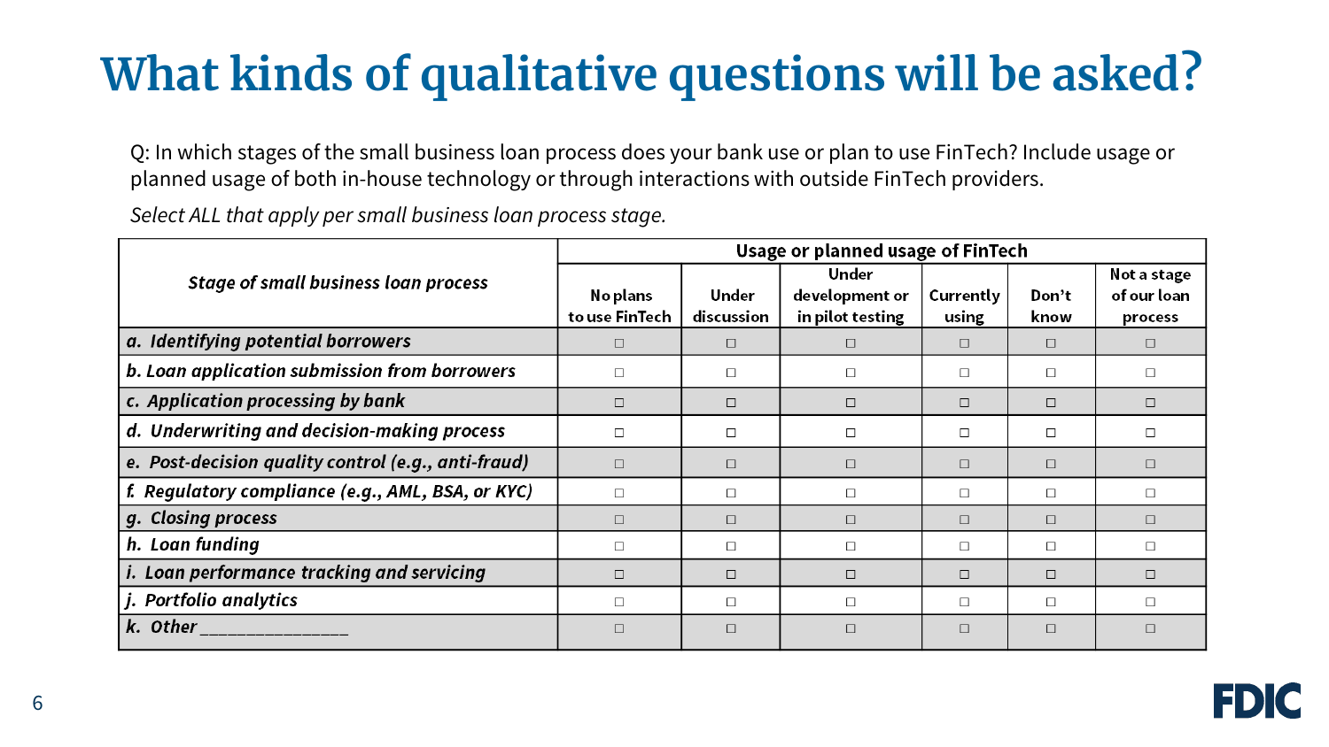# What kinds of qualitative questions will be asked?

Q: In which stages of the small business loan process does your bank use or plan to use FinTech? Include usage or planned usage of both in-house technology or through interactions with outside FinTech providers.

*Select ALL that apply per small business loan process stage.*

| ***Stage of small business loan process*** | **Usage or planned usage of FinTech** | | | | | |
|---|---|---|---|---|---|---|
| | **No plans to use FinTech** | **Under discussion** | **Under development or in pilot testing** | **Currently using** | **Don't know** | **Not a stage of our loan process** |
| ***a. Identifying potential borrowers*** | □ | □ | □ | □ | □ | □ |
| ***b. Loan application submission from borrowers*** | □ | □ | □ | □ | □ | □ |
| ***c. Application processing by bank*** | □ | □ | □ | □ | □ | □ |
| ***d. Underwriting and decision-making process*** | □ | □ | □ | □ | □ | □ |
| ***e. Post-decision quality control (e.g., anti-fraud)*** | □ | □ | □ | □ | □ | □ |
| ***f. Regulatory compliance (e.g., AML, BSA, or KYC)*** | □ | □ | □ | □ | □ | □ |
| ***g. Closing process*** | □ | □ | □ | □ | □ | □ |
| ***h. Loan funding*** | □ | □ | □ | □ | □ | □ |
| ***i. Loan performance tracking and servicing*** | □ | □ | □ | □ | □ | □ |
| ***j. Portfolio analytics*** | □ | □ | □ | □ | □ | □ |
| ***k. Other _______________*** | □ | □ | □ | □ | □ | □ |

FDIC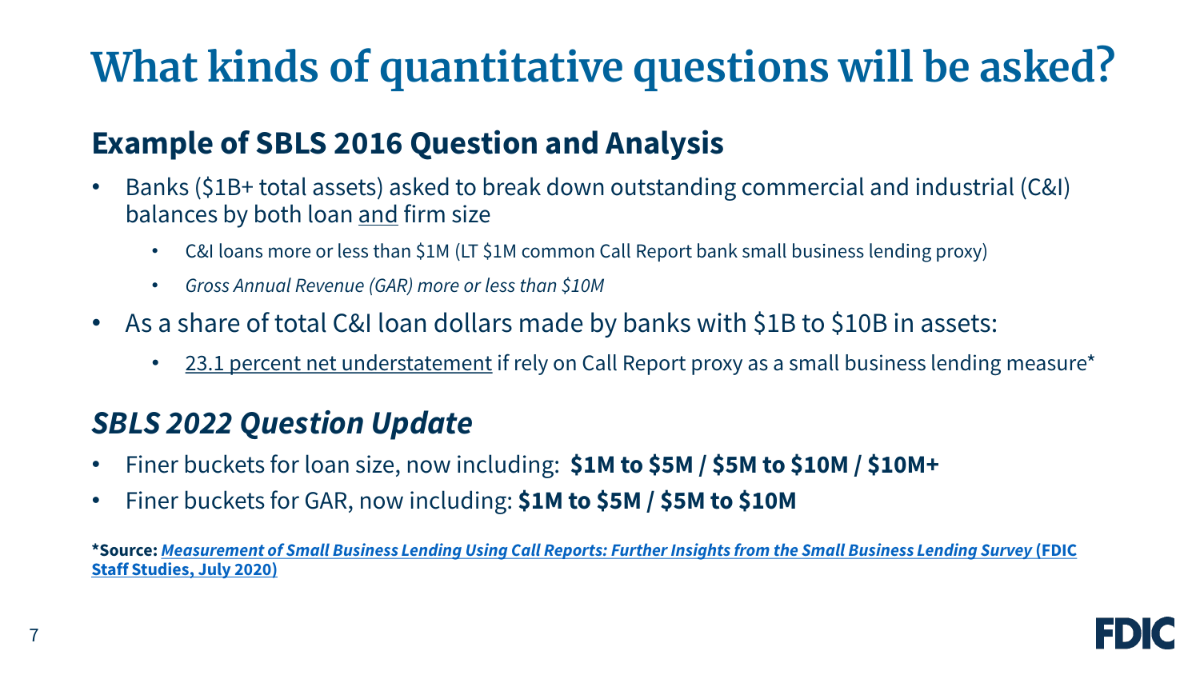# What kinds of quantitative questions will be asked?

## Example of SBLS 2016 Question and Analysis

- Banks ($1B+ total assets) asked to break down outstanding commercial and industrial (C&I) balances by both loan <u>and</u> firm size
  - C&I loans more or less than $1M (LT $1M common Call Report bank small business lending proxy)
  - *Gross Annual Revenue (GAR) more or less than $10M*
- As a share of total C&I loan dollars made by banks with $1B to $10B in assets:
  - <u>23.1 percent net understatement</u> if rely on Call Report proxy as a small business lending measure*

## *SBLS 2022 Question Update*

- Finer buckets for loan size, now including: **$1M to $5M / $5M to $10M / $10M+**
- Finer buckets for GAR, now including: **$1M to $5M / $5M to $10M**

***Source:** ***Measurement of Small Business Lending Using Call Reports: Further Insights from the Small Business Lending Survey*** **(FDIC Staff Studies, July 2020)**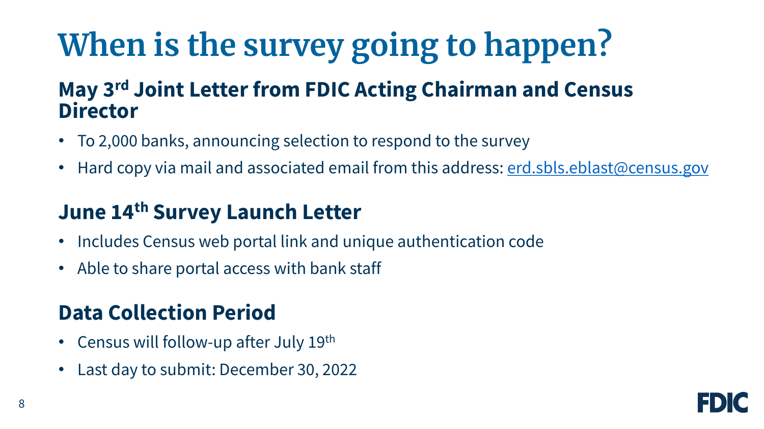# When is the survey going to happen?

## May 3rd Joint Letter from FDIC Acting Chairman and Census Director

- To 2,000 banks, announcing selection to respond to the survey
- Hard copy via mail and associated email from this address: erd.sbls.eblast@census.gov

## June 14th Survey Launch Letter

- Includes Census web portal link and unique authentication code
- Able to share portal access with bank staff

## Data Collection Period

- Census will follow-up after July 19th
- Last day to submit: December 30, 2022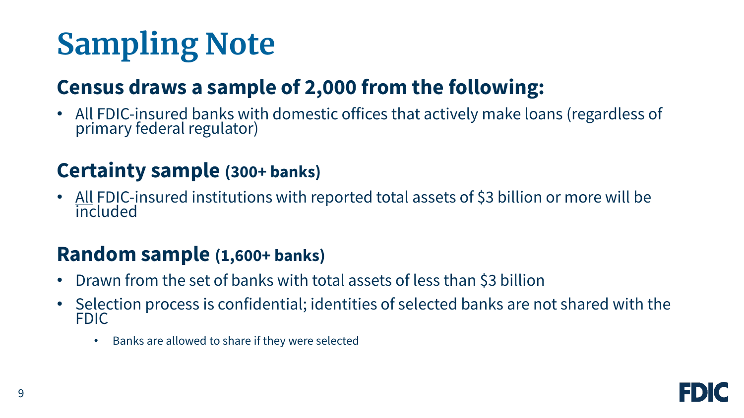# Sampling Note

## Census draws a sample of 2,000 from the following:

- All FDIC-insured banks with domestic offices that actively make loans (regardless of primary federal regulator)

## Certainty sample (300+ banks)

- <u>All</u> FDIC-insured institutions with reported total assets of $3 billion or more will be included

## Random sample (1,600+ banks)

- Drawn from the set of banks with total assets of less than $3 billion
- Selection process is confidential; identities of selected banks are not shared with the FDIC
    - Banks are allowed to share if they were selected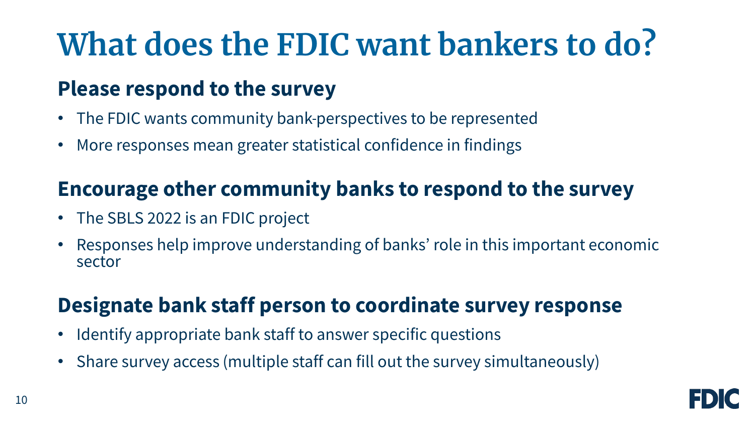# What does the FDIC want bankers to do?

## Please respond to the survey

- The FDIC wants community bank-perspectives to be represented
- More responses mean greater statistical confidence in findings

## Encourage other community banks to respond to the survey

- The SBLS 2022 is an FDIC project
- Responses help improve understanding of banks' role in this important economic sector

## Designate bank staff person to coordinate survey response

- Identify appropriate bank staff to answer specific questions
- Share survey access (multiple staff can fill out the survey simultaneously)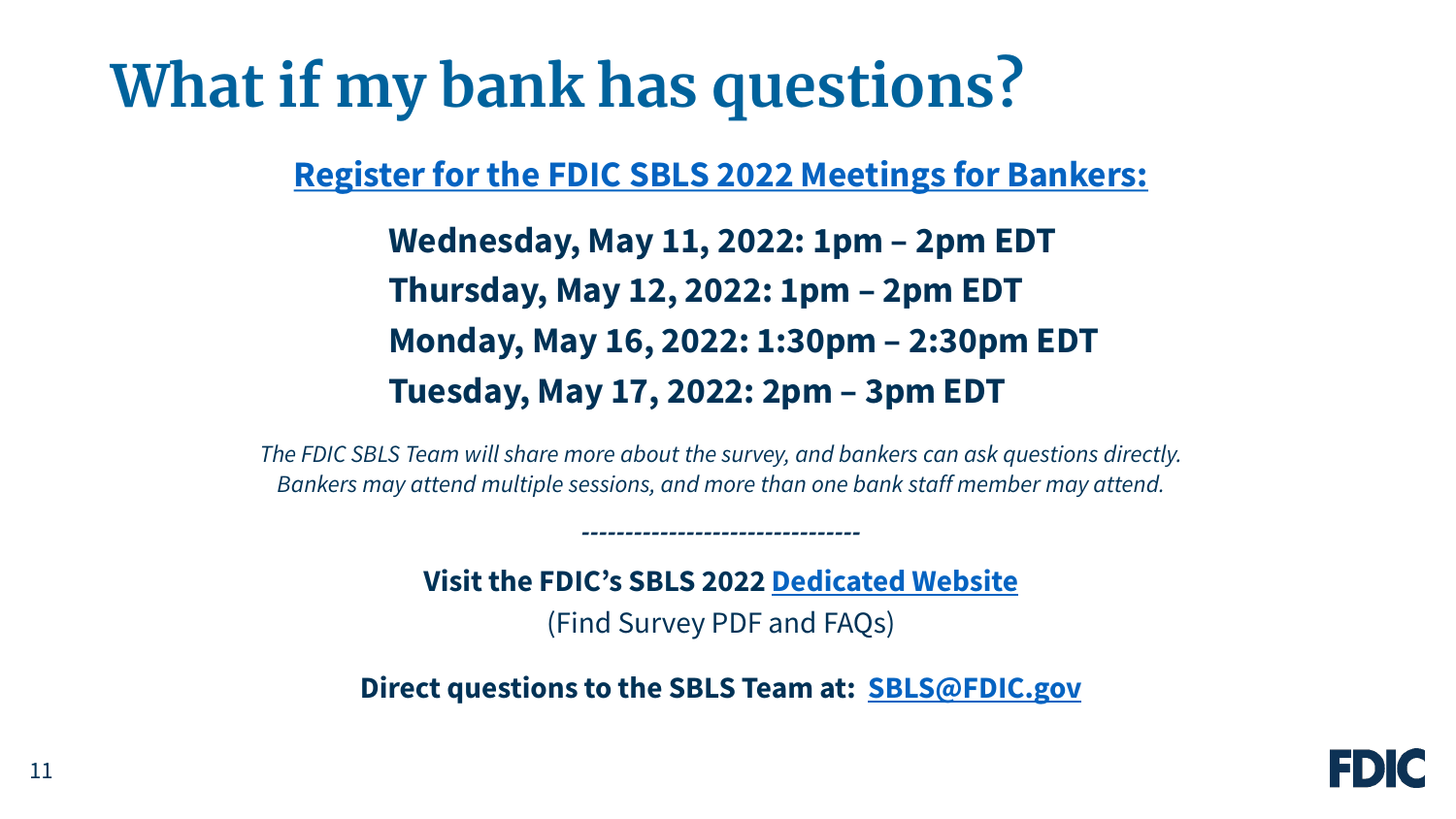# What if my bank has questions?

**Register for the FDIC SBLS 2022 Meetings for Bankers:**

**Wednesday, May 11, 2022: 1pm – 2pm EDT**
**Thursday, May 12, 2022: 1pm – 2pm EDT**
**Monday, May 16, 2022: 1:30pm – 2:30pm EDT**
**Tuesday, May 17, 2022: 2pm – 3pm EDT**

*The FDIC SBLS Team will share more about the survey, and bankers can ask questions directly. Bankers may attend multiple sessions, and more than one bank staff member may attend.*

--------------------------------

**Visit the FDIC's SBLS 2022 Dedicated Website**
(Find Survey PDF and FAQs)

**Direct questions to the SBLS Team at: SBLS@FDIC.gov**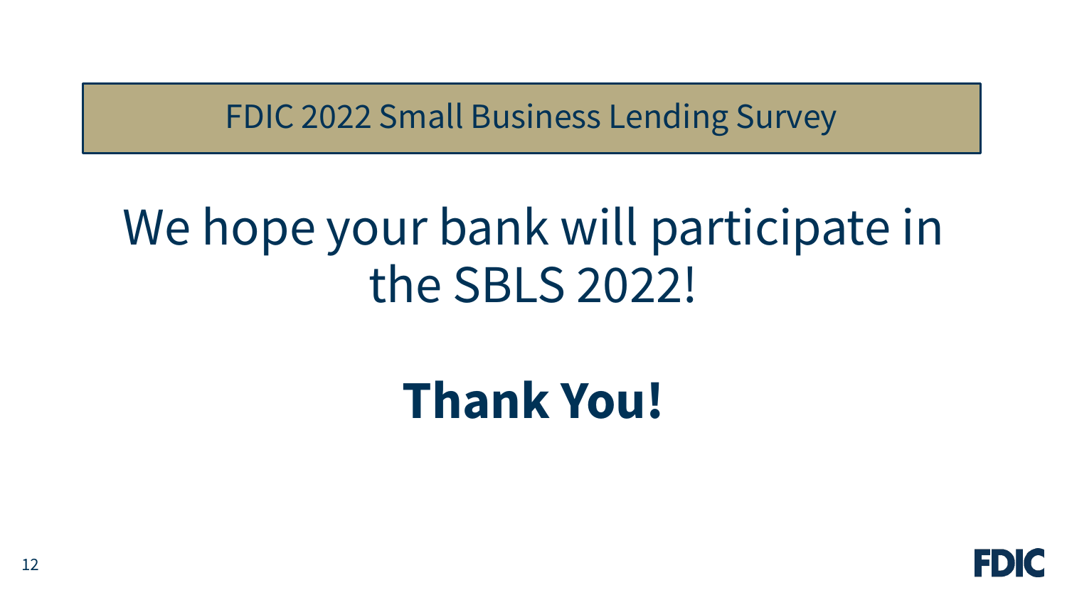FDIC 2022 Small Business Lending Survey

# We hope your bank will participate in the SBLS 2022!

**Thank You!**